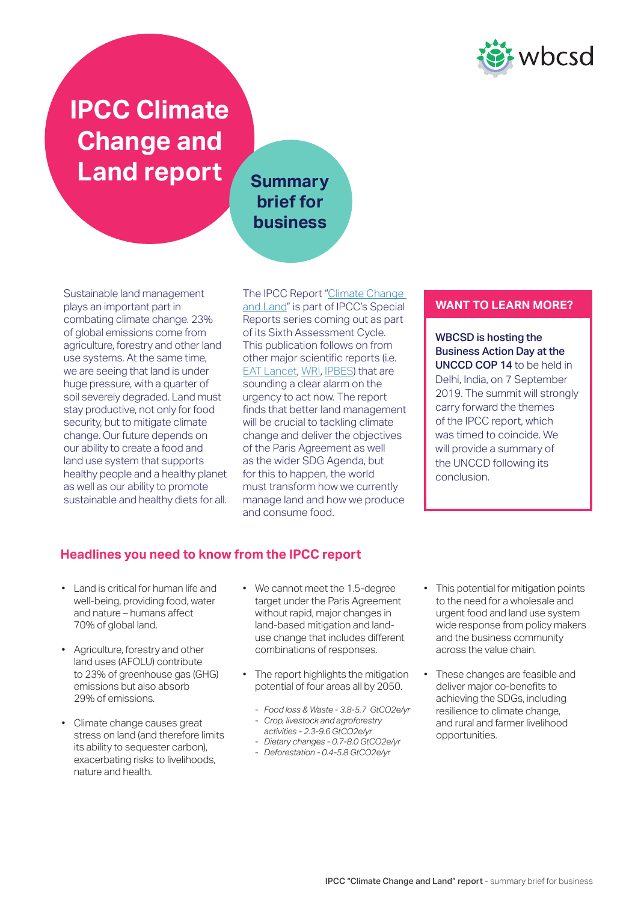# IPCC Climate Change and Land report

## Summary brief for business

Sustainable land management plays an important part in combating climate change. 23% of global emissions come from agriculture, forestry and other land use systems. At the same time, we are seeing that land is under huge pressure, with a quarter of soil severely degraded. Land must stay productive, not only for food security, but to mitigate climate change. Our future depends on our ability to create a food and land use system that supports healthy people and a healthy planet as well as our ability to promote sustainable and healthy diets for all.

The IPCC Report "Climate Change and Land" is part of IPCC's Special Reports series coming out as part of its Sixth Assessment Cycle. This publication follows on from other major scientific reports (i.e. EAT Lancet, WRI, IPBES) that are sounding a clear alarm on the urgency to act now. The report finds that better land management will be crucial to tackling climate change and deliver the objectives of the Paris Agreement as well as the wider SDG Agenda, but for this to happen, the world must transform how we currently manage land and how we produce and consume food.

### WANT TO LEARN MORE?

**WBCSD is hosting the Business Action Day at the UNCCD COP 14** to be held in Delhi, India, on 7 September 2019. The summit will strongly carry forward the themes of the IPCC report, which was timed to coincide. We will provide a summary of the UNCCD following its conclusion.

## Headlines you need to know from the IPCC report

- Land is critical for human life and well-being, providing food, water and nature – humans affect 70% of global land.
- Agriculture, forestry and other land uses (AFOLU) contribute to 23% of greenhouse gas (GHG) emissions but also absorb 29% of emissions.
- Climate change causes great stress on land (and therefore limits its ability to sequester carbon), exacerbating risks to livelihoods, nature and health.
- We cannot meet the 1.5-degree target under the Paris Agreement without rapid, major changes in land-based mitigation and land-use change that includes different combinations of responses.
- The report highlights the mitigation potential of four areas all by 2050.
  - *Food loss & Waste - 3.8-5.7 GtCO2e/yr*
  - *Crop, livestock and agroforestry activities - 2.3-9.6 GtCO2e/yr*
  - *Dietary changes - 0.7-8.0 GtCO2e/yr*
  - *Deforestation - 0.4-5.8 GtCO2e/yr*
- This potential for mitigation points to the need for a wholesale and urgent food and land use system wide response from policy makers and the business community across the value chain.
- These changes are feasible and deliver major co-benefits to achieving the SDGs, including resilience to climate change, and rural and farmer livelihood opportunities.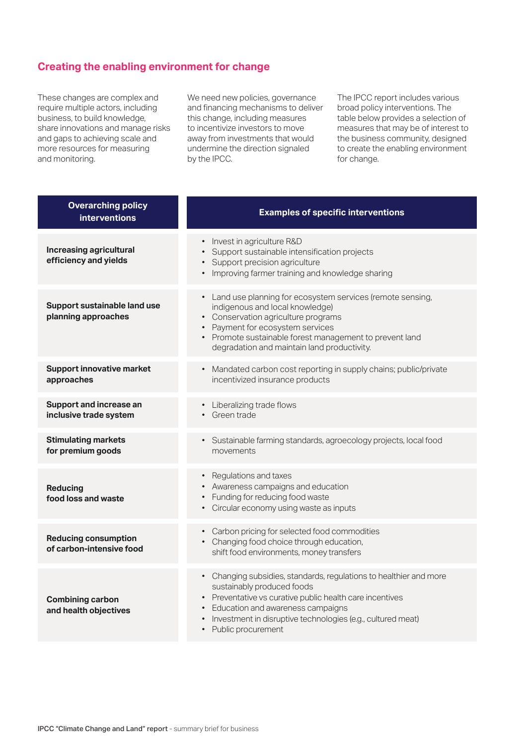## Creating the enabling environment for change

These changes are complex and require multiple actors, including business, to build knowledge, share innovations and manage risks and gaps to achieving scale and more resources for measuring and monitoring.

We need new policies, governance and financing mechanisms to deliver this change, including measures to incentivize investors to move away from investments that would undermine the direction signaled by the IPCC.

The IPCC report includes various broad policy interventions. The table below provides a selection of measures that may be of interest to the business community, designed to create the enabling environment for change.

| Overarching policy interventions | Examples of specific interventions |
| --- | --- |
| **Increasing agricultural efficiency and yields** | • Invest in agriculture R&D<br>• Support sustainable intensification projects<br>• Support precision agriculture<br>• Improving farmer training and knowledge sharing |
| **Support sustainable land use planning approaches** | • Land use planning for ecosystem services (remote sensing, indigenous and local knowledge)<br>• Conservation agriculture programs<br>• Payment for ecosystem services<br>• Promote sustainable forest management to prevent land degradation and maintain land productivity. |
| **Support innovative market approaches** | • Mandated carbon cost reporting in supply chains; public/private incentivized insurance products |
| **Support and increase an inclusive trade system** | • Liberalizing trade flows<br>• Green trade |
| **Stimulating markets for premium goods** | • Sustainable farming standards, agroecology projects, local food movements |
| **Reducing food loss and waste** | • Regulations and taxes<br>• Awareness campaigns and education<br>• Funding for reducing food waste<br>• Circular economy using waste as inputs |
| **Reducing consumption of carbon-intensive food** | • Carbon pricing for selected food commodities<br>• Changing food choice through education, shift food environments, money transfers |
| **Combining carbon and health objectives** | • Changing subsidies, standards, regulations to healthier and more sustainably produced foods<br>• Preventative vs curative public health care incentives<br>• Education and awareness campaigns<br>• Investment in disruptive technologies (e.g., cultured meat)<br>• Public procurement |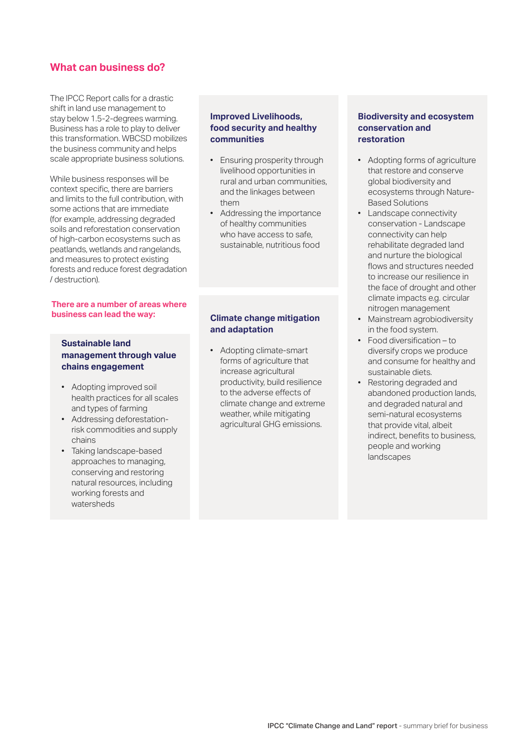## What can business do?

The IPCC Report calls for a drastic shift in land use management to stay below 1.5-2-degrees warming. Business has a role to play to deliver this transformation. WBCSD mobilizes the business community and helps scale appropriate business solutions.

While business responses will be context specific, there are barriers and limits to the full contribution, with some actions that are immediate (for example, addressing degraded soils and reforestation conservation of high-carbon ecosystems such as peatlands, wetlands and rangelands, and measures to protect existing forests and reduce forest degradation / destruction).

**There are a number of areas where business can lead the way:**

### Sustainable land management through value chains engagement

- Adopting improved soil health practices for all scales and types of farming
- Addressing deforestation-risk commodities and supply chains
- Taking landscape-based approaches to managing, conserving and restoring natural resources, including working forests and watersheds

### Improved Livelihoods, food security and healthy communities

- Ensuring prosperity through livelihood opportunities in rural and urban communities, and the linkages between them
- Addressing the importance of healthy communities who have access to safe, sustainable, nutritious food

### Climate change mitigation and adaptation

- Adopting climate-smart forms of agriculture that increase agricultural productivity, build resilience to the adverse effects of climate change and extreme weather, while mitigating agricultural GHG emissions.

### Biodiversity and ecosystem conservation and restoration

- Adopting forms of agriculture that restore and conserve global biodiversity and ecosystems through Nature-Based Solutions
- Landscape connectivity conservation - Landscape connectivity can help rehabilitate degraded land and nurture the biological flows and structures needed to increase our resilience in the face of drought and other climate impacts e.g. circular nitrogen management
- Mainstream agrobiodiversity in the food system.
- Food diversification – to diversify crops we produce and consume for healthy and sustainable diets.
- Restoring degraded and abandoned production lands, and degraded natural and semi-natural ecosystems that provide vital, albeit indirect, benefits to business, people and working landscapes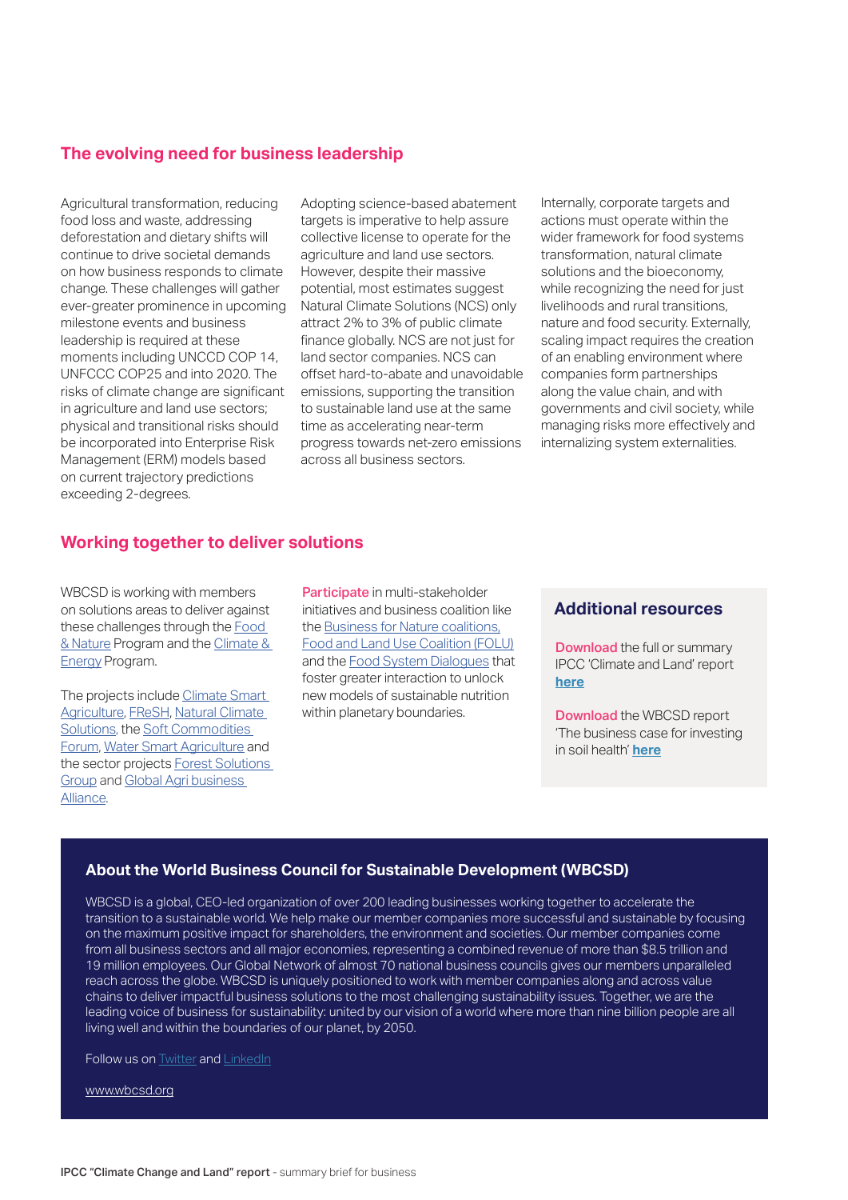## The evolving need for business leadership

Agricultural transformation, reducing food loss and waste, addressing deforestation and dietary shifts will continue to drive societal demands on how business responds to climate change. These challenges will gather ever-greater prominence in upcoming milestone events and business leadership is required at these moments including UNCCD COP 14, UNFCCC COP25 and into 2020. The risks of climate change are significant in agriculture and land use sectors; physical and transitional risks should be incorporated into Enterprise Risk Management (ERM) models based on current trajectory predictions exceeding 2-degrees.

Adopting science-based abatement targets is imperative to help assure collective license to operate for the agriculture and land use sectors. However, despite their massive potential, most estimates suggest Natural Climate Solutions (NCS) only attract 2% to 3% of public climate finance globally. NCS are not just for land sector companies. NCS can offset hard-to-abate and unavoidable emissions, supporting the transition to sustainable land use at the same time as accelerating near-term progress towards net-zero emissions across all business sectors.

Internally, corporate targets and actions must operate within the wider framework for food systems transformation, natural climate solutions and the bioeconomy, while recognizing the need for just livelihoods and rural transitions, nature and food security. Externally, scaling impact requires the creation of an enabling environment where companies form partnerships along the value chain, and with governments and civil society, while managing risks more effectively and internalizing system externalities.

## Working together to deliver solutions

WBCSD is working with members on solutions areas to deliver against these challenges through the Food & Nature Program and the Climate & Energy Program.

The projects include Climate Smart Agriculture, FReSH, Natural Climate Solutions, the Soft Commodities Forum, Water Smart Agriculture and the sector projects Forest Solutions Group and Global Agri business Alliance.

**Participate** in multi-stakeholder initiatives and business coalition like the Business for Nature coalitions, Food and Land Use Coalition (FOLU) and the Food System Dialogues that foster greater interaction to unlock new models of sustainable nutrition within planetary boundaries.

### Additional resources

**Download** the full or summary IPCC 'Climate and Land' report **here**

**Download** the WBCSD report 'The business case for investing in soil health' **here**

### About the World Business Council for Sustainable Development (WBCSD)

WBCSD is a global, CEO-led organization of over 200 leading businesses working together to accelerate the transition to a sustainable world. We help make our member companies more successful and sustainable by focusing on the maximum positive impact for shareholders, the environment and societies. Our member companies come from all business sectors and all major economies, representing a combined revenue of more than $8.5 trillion and 19 million employees. Our Global Network of almost 70 national business councils gives our members unparalleled reach across the globe. WBCSD is uniquely positioned to work with member companies along and across value chains to deliver impactful business solutions to the most challenging sustainability issues. Together, we are the leading voice of business for sustainability: united by our vision of a world where more than nine billion people are all living well and within the boundaries of our planet, by 2050.

Follow us on Twitter and LinkedIn

www.wbcsd.org